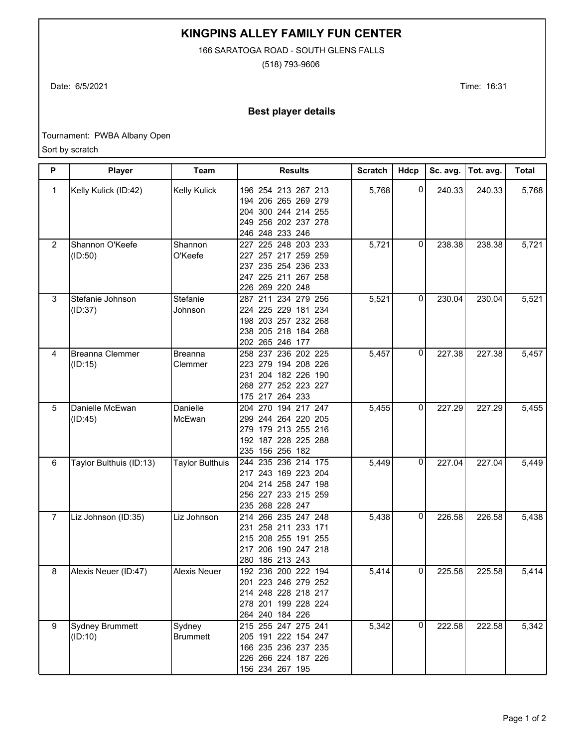# KINGPINS ALLEY FAMILY FUN CENTER

166 SARATOGA ROAD - SOUTH GLENS FALLS

(518) 793-9606

Date: 6/5/2021

Time: 16:31

## Best player details

Tournament: PWBA Albany Open

Sort by scratch

| P | Player | Team | Results | Scratch | Hdcp | Sc. avg. | Tot. avg. | Total |
|---|---|---|---|---|---|---|---|---|
| 1 | Kelly Kulick (ID:42) | Kelly Kulick | 196 254 213 267 213 194 206 265 269 279 204 300 244 214 255 249 256 202 237 278 246 248 233 246 | 5,768 | 0 | 240.33 | 240.33 | 5,768 |
| 2 | Shannon O'Keefe (ID:50) | Shannon O'Keefe | 227 225 248 203 233 227 257 217 259 259 237 235 254 236 233 247 225 211 267 258 226 269 220 248 | 5,721 | 0 | 238.38 | 238.38 | 5,721 |
| 3 | Stefanie Johnson (ID:37) | Stefanie Johnson | 287 211 234 279 256 224 225 229 181 234 198 203 257 232 268 238 205 218 184 268 202 265 246 177 | 5,521 | 0 | 230.04 | 230.04 | 5,521 |
| 4 | Breanna Clemmer (ID:15) | Breanna Clemmer | 258 237 236 202 225 223 279 194 208 226 231 204 182 226 190 268 277 252 223 227 175 217 264 233 | 5,457 | 0 | 227.38 | 227.38 | 5,457 |
| 5 | Danielle McEwan (ID:45) | Danielle McEwan | 204 270 194 217 247 299 244 264 220 205 279 179 213 255 216 192 187 228 225 288 235 156 256 182 | 5,455 | 0 | 227.29 | 227.29 | 5,455 |
| 6 | Taylor Bulthuis (ID:13) | Taylor Bulthuis | 244 235 236 214 175 217 243 169 223 204 204 214 258 247 198 256 227 233 215 259 235 268 228 247 | 5,449 | 0 | 227.04 | 227.04 | 5,449 |
| 7 | Liz Johnson (ID:35) | Liz Johnson | 214 266 235 247 248 231 258 211 233 171 215 208 255 191 255 217 206 190 247 218 280 186 213 243 | 5,438 | 0 | 226.58 | 226.58 | 5,438 |
| 8 | Alexis Neuer (ID:47) | Alexis Neuer | 192 236 200 222 194 201 223 246 279 252 214 248 228 218 217 278 201 199 228 224 264 240 184 226 | 5,414 | 0 | 225.58 | 225.58 | 5,414 |
| 9 | Sydney Brummett (ID:10) | Sydney Brummett | 215 255 247 275 241 205 191 222 154 247 166 235 236 237 235 226 266 224 187 226 156 234 267 195 | 5,342 | 0 | 222.58 | 222.58 | 5,342 |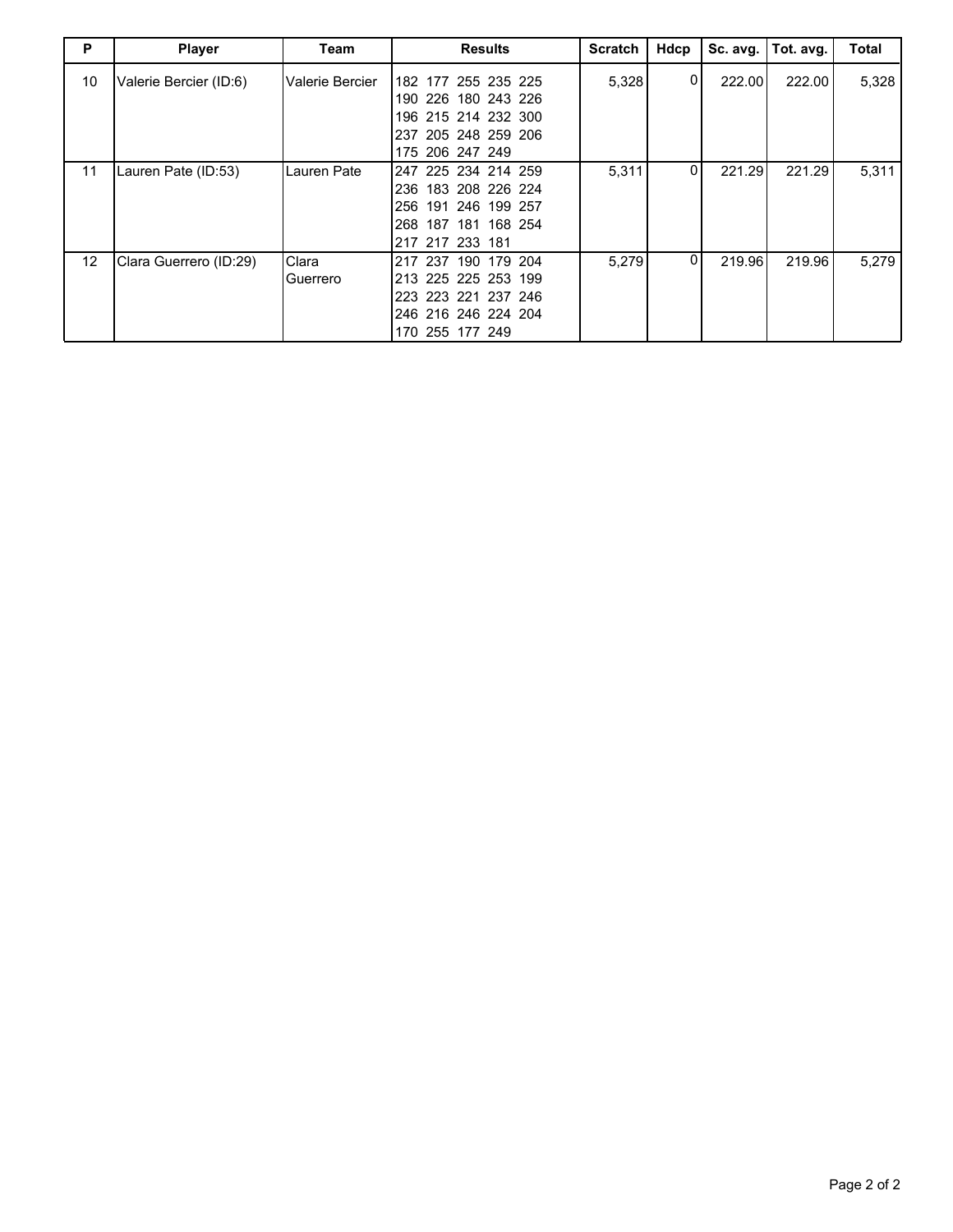| P | Player | Team | Results | Scratch | Hdcp | Sc. avg. | Tot. avg. | Total |
|---|---|---|---|---|---|---|---|---|
| 10 | Valerie Bercier (ID:6) | Valerie Bercier | 182 177 255 235 225 190 226 180 243 226 196 215 214 232 300 237 205 248 259 206 175 206 247 249 | 5,328 | 0 | 222.00 | 222.00 | 5,328 |
| 11 | Lauren Pate (ID:53) | Lauren Pate | 247 225 234 214 259 236 183 208 226 224 256 191 246 199 257 268 187 181 168 254 217 217 233 181 | 5,311 | 0 | 221.29 | 221.29 | 5,311 |
| 12 | Clara Guerrero (ID:29) | Clara Guerrero | 217 237 190 179 204 213 225 225 253 199 223 223 221 237 246 246 216 246 224 204 170 255 177 249 | 5,279 | 0 | 219.96 | 219.96 | 5,279 |